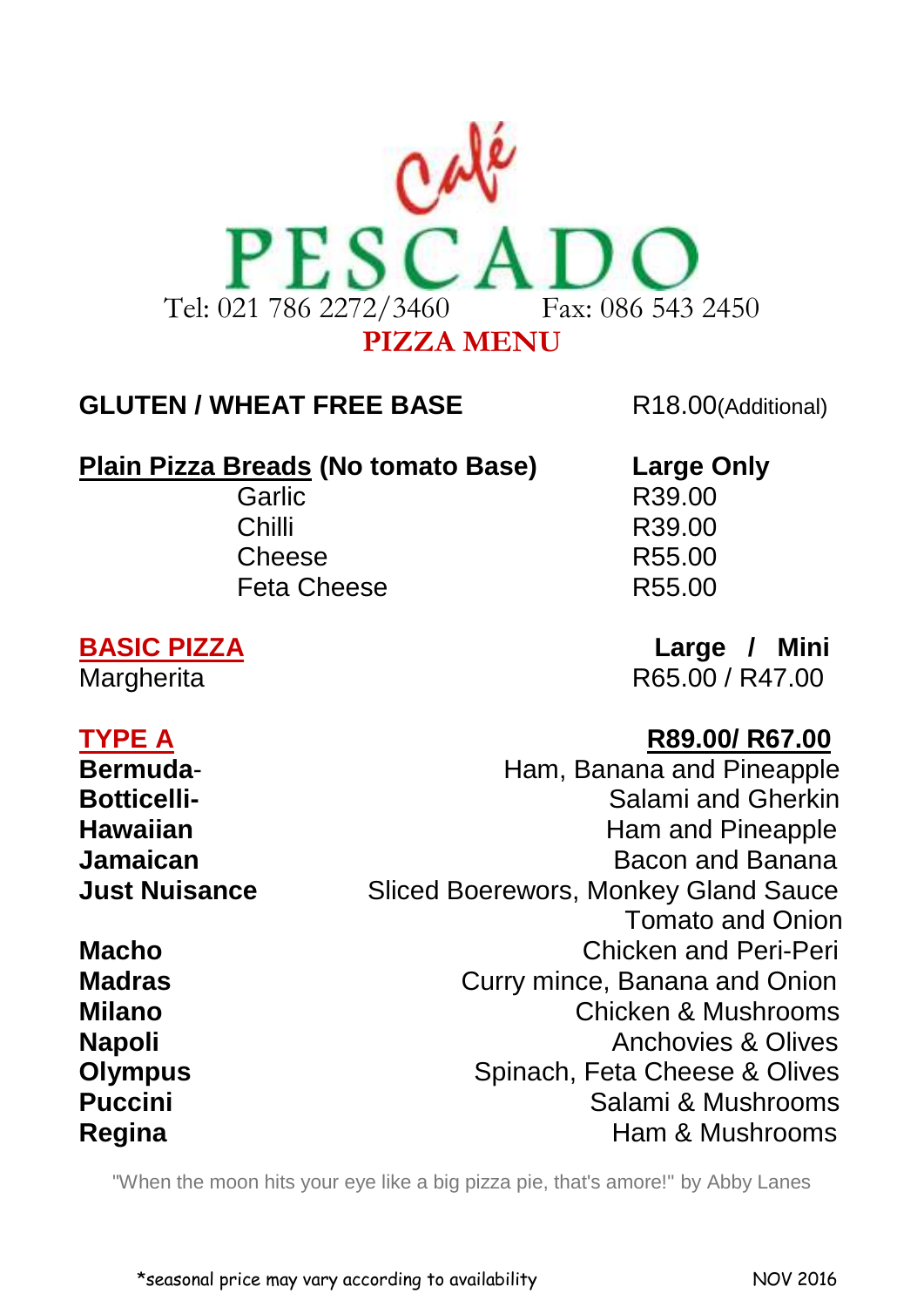# Café PESCADO

Tel: 021 786 2272/3460 Fax: 086 543 2450

## PIZZA MENU

**GLUTEN / WHEAT FREE BASE** R18.00(Additional)

| **Plain Pizza Breads (No tomato Base)** | **Large Only** |
|---|---|
| Garlic | R39.00 |
| Chilli | R39.00 |
| Cheese | R55.00 |
| Feta Cheese | R55.00 |

| **BASIC PIZZA** | **Large / Mini** |
|---|---|
| Margherita | R65.00 / R47.00 |

| **TYPE A** | **R89.00/ R67.00** |
|---|---|
| **Bermuda**- | Ham, Banana and Pineapple |
| **Botticelli-** | Salami and Gherkin |
| **Hawaiian** | Ham and Pineapple |
| **Jamaican** | Bacon and Banana |
| **Just Nuisance** | Sliced Boerewors, Monkey Gland Sauce Tomato and Onion |
| **Macho** | Chicken and Peri-Peri |
| **Madras** | Curry mince, Banana and Onion |
| **Milano** | Chicken & Mushrooms |
| **Napoli** | Anchovies & Olives |
| **Olympus** | Spinach, Feta Cheese & Olives |
| **Puccini** | Salami & Mushrooms |
| **Regina** | Ham & Mushrooms |

"When the moon hits your eye like a big pizza pie, that's amore!" by Abby Lanes

*seasonal price may vary according to availability

NOV 2016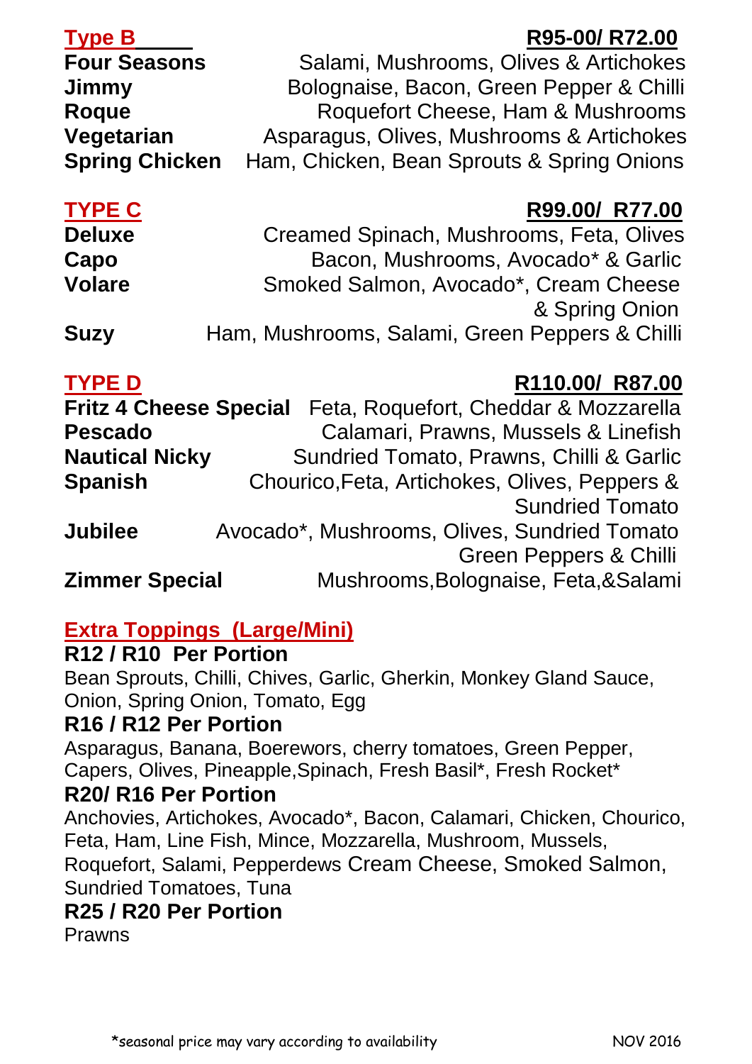## Type B — R95-00/ R72.00

| | |
|---|---|
| **Four Seasons** | Salami, Mushrooms, Olives & Artichokes |
| **Jimmy** | Bolognaise, Bacon, Green Pepper & Chilli |
| **Roque** | Roquefort Cheese, Ham & Mushrooms |
| **Vegetarian** | Asparagus, Olives, Mushrooms & Artichokes |
| **Spring Chicken** | Ham, Chicken, Bean Sprouts & Spring Onions |

## TYPE C — R99.00/ R77.00

| | |
|---|---|
| **Deluxe** | Creamed Spinach, Mushrooms, Feta, Olives |
| **Capo** | Bacon, Mushrooms, Avocado* & Garlic |
| **Volare** | Smoked Salmon, Avocado*, Cream Cheese & Spring Onion |
| **Suzy** | Ham, Mushrooms, Salami, Green Peppers & Chilli |

## TYPE D — R110.00/ R87.00

| | |
|---|---|
| **Fritz 4 Cheese Special** | Feta, Roquefort, Cheddar & Mozzarella |
| **Pescado** | Calamari, Prawns, Mussels & Linefish |
| **Nautical Nicky** | Sundried Tomato, Prawns, Chilli & Garlic |
| **Spanish** | Chourico,Feta, Artichokes, Olives, Peppers & Sundried Tomato |
| **Jubilee** | Avocado*, Mushrooms, Olives, Sundried Tomato Green Peppers & Chilli |
| **Zimmer Special** | Mushrooms,Bolognaise, Feta,&Salami |

## Extra Toppings (Large/Mini)

**R12 / R10 Per Portion**

Bean Sprouts, Chilli, Chives, Garlic, Gherkin, Monkey Gland Sauce, Onion, Spring Onion, Tomato, Egg

**R16 / R12 Per Portion**

Asparagus, Banana, Boerewors, cherry tomatoes, Green Pepper, Capers, Olives, Pineapple,Spinach, Fresh Basil*, Fresh Rocket*

**R20/ R16 Per Portion**

Anchovies, Artichokes, Avocado*, Bacon, Calamari, Chicken, Chourico, Feta, Ham, Line Fish, Mince, Mozzarella, Mushroom, Mussels, Roquefort, Salami, Pepperdews Cream Cheese, Smoked Salmon, Sundried Tomatoes, Tuna

**R25 / R20 Per Portion**

Prawns

*seasonal price may vary according to availability

NOV 2016